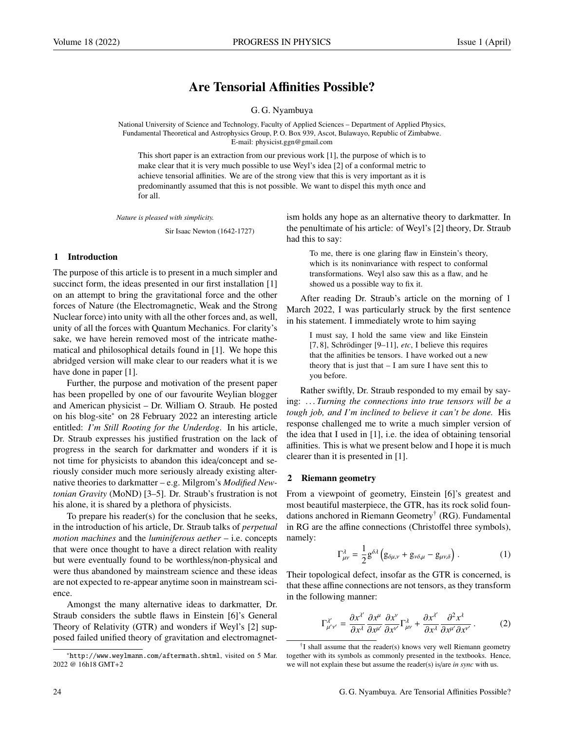# Are Tensorial Affinities Possible?

G. G. Nyambuya

National University of Science and Technology, Faculty of Applied Sciences – Department of Applied Physics, Fundamental Theoretical and Astrophysics Group, P. O. Box 939, Ascot, Bulawayo, Republic of Zimbabwe.
E-mail: physicist.ggn@gmail.com

This short paper is an extraction from our previous work [1], the purpose of which is to make clear that it is very much possible to use Weyl's idea [2] of a conformal metric to achieve tensorial affinities. We are of the strong view that this is very important as it is predominantly assumed that this is not possible. We want to dispel this myth once and for all.

*Nature is pleased with simplicity.*

Sir Isaac Newton (1642-1727)

## 1 Introduction

The purpose of this article is to present in a much simpler and succinct form, the ideas presented in our first installation [1] on an attempt to bring the gravitational force and the other forces of Nature (the Electromagnetic, Weak and the Strong Nuclear force) into unity with all the other forces and, as well, unity of all the forces with Quantum Mechanics. For clarity's sake, we have herein removed most of the intricate mathematical and philosophical details found in [1]. We hope this abridged version will make clear to our readers what it is we have done in paper [1].

Further, the purpose and motivation of the present paper has been propelled by one of our favourite Weylian blogger and American physicist – Dr. William O. Straub. He posted on his blog-site* on 28 February 2022 an interesting article entitled: *I'm Still Rooting for the Underdog*. In his article, Dr. Straub expresses his justified frustration on the lack of progress in the search for darkmatter and wonders if it is not time for physicists to abandon this idea/concept and seriously consider much more seriously already existing alternative theories to darkmatter – e.g. Milgrom's *Modified Newtonian Gravity* (MoND) [3–5]. Dr. Straub's frustration is not his alone, it is shared by a plethora of physicists.

To prepare his reader(s) for the conclusion that he seeks, in the introduction of his article, Dr. Straub talks of *perpetual motion machines* and the *luminiferous aether* – i.e. concepts that were once thought to have a direct relation with reality but were eventually found to be worthless/non-physical and were thus abandoned by mainstream science and these ideas are not expected to re-appear anytime soon in mainstream science.

Amongst the many alternative ideas to darkmatter, Dr. Straub considers the subtle flaws in Einstein [6]'s General Theory of Relativity (GTR) and wonders if Weyl's [2] supposed failed unified theory of gravitation and electromagnetism holds any hope as an alternative theory to darkmatter. In the penultimate of his article: of Weyl's [2] theory, Dr. Straub had this to say:

> To me, there is one glaring flaw in Einstein's theory, which is its noninvariance with respect to conformal transformations. Weyl also saw this as a flaw, and he showed us a possible way to fix it.

After reading Dr. Straub's article on the morning of 1 March 2022, I was particularly struck by the first sentence in his statement. I immediately wrote to him saying

> I must say, I hold the same view and like Einstein [7, 8], Schrödinger [9–11], *etc*, I believe this requires that the affinities be tensors. I have worked out a new theory that is just that – I am sure I have sent this to you before.

Rather swiftly, Dr. Straub responded to my email by saying: …*Turning the connections into true tensors will be a tough job, and I'm inclined to believe it can't be done.* His response challenged me to write a much simpler version of the idea that I used in [1], i.e. the idea of obtaining tensorial affinities. This is what we present below and I hope it is much clearer than it is presented in [1].

## 2 Riemann geometry

From a viewpoint of geometry, Einstein [6]'s greatest and most beautiful masterpiece, the GTR, has its rock solid foundations anchored in Riemann Geometry† (RG). Fundamental in RG are the affine connections (Christoffel three symbols), namely:

$$\Gamma^{\lambda}_{\mu\nu} = \frac{1}{2} g^{\delta\lambda} \left( g_{\delta\mu,\nu} + g_{\nu\delta,\mu} - g_{\mu\nu,\delta} \right). \tag{1}$$

Their topological defect, insofar as the GTR is concerned, is that these affine connections are not tensors, as they transform in the following manner:

$$\Gamma^{\lambda'}_{\mu'\nu'} = \frac{\partial x^{\lambda'}}{\partial x^{\lambda}} \frac{\partial x^{\mu}}{\partial x^{\mu'}} \frac{\partial x^{\nu}}{\partial x^{\nu'}} \Gamma^{\lambda}_{\mu\nu} + \frac{\partial x^{\lambda'}}{\partial x^{\lambda}} \frac{\partial^2 x^{\lambda}}{\partial x^{\mu'} \partial x^{\nu'}}. \tag{2}$$

---

*http://www.weylmann.com/aftermath.shtml, visited on 5 Mar. 2022 @ 16h18 GMT+2

†I shall assume that the reader(s) knows very well Riemann geometry together with its symbols as commonly presented in the textbooks. Hence, we will not explain these but assume the reader(s) is/are *in sync* with us.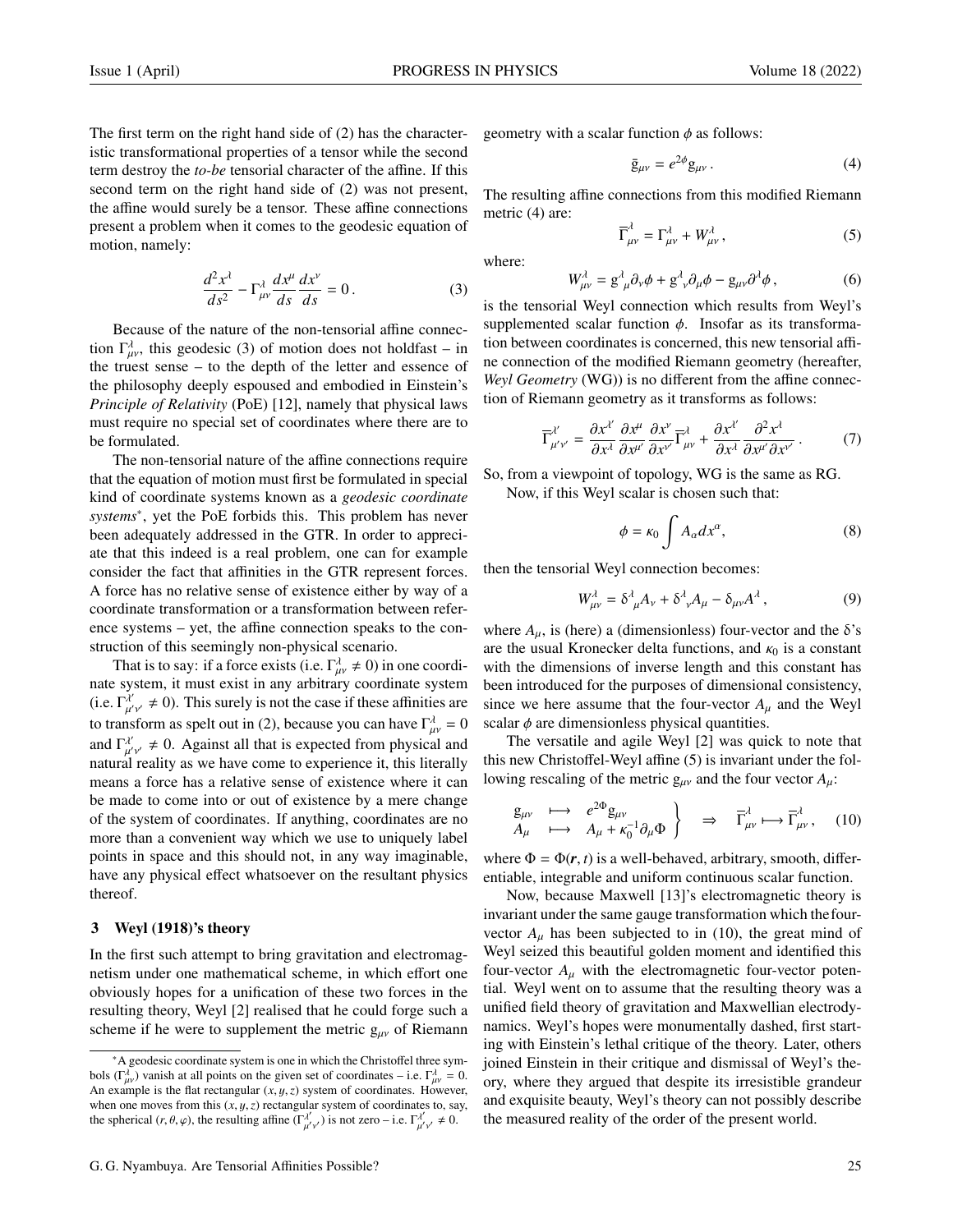The first term on the right hand side of (2) has the characteristic transformational properties of a tensor while the second term destroy the *to-be* tensorial character of the affine. If this second term on the right hand side of (2) was not present, the affine would surely be a tensor. These affine connections present a problem when it comes to the geodesic equation of motion, namely:

$$\frac{d^2x^\lambda}{ds^2} - \Gamma^\lambda_{\mu\nu}\frac{dx^\mu}{ds}\frac{dx^\nu}{ds} = 0\,. \tag{3}$$

Because of the nature of the non-tensorial affine connection $\Gamma^\lambda_{\mu\nu}$, this geodesic (3) of motion does not holdfast – in the truest sense – to the depth of the letter and essence of the philosophy deeply espoused and embodied in Einstein's *Principle of Relativity* (PoE) [12], namely that physical laws must require no special set of coordinates where there are to be formulated.

The non-tensorial nature of the affine connections require that the equation of motion must first be formulated in special kind of coordinate systems known as a *geodesic coordinate systems*\*, yet the PoE forbids this. This problem has never been adequately addressed in the GTR. In order to appreciate that this indeed is a real problem, one can for example consider the fact that affinities in the GTR represent forces. A force has no relative sense of existence either by way of a coordinate transformation or a transformation between reference systems – yet, the affine connection speaks to the construction of this seemingly non-physical scenario.

That is to say: if a force exists (i.e. $\Gamma^\lambda_{\mu\nu} \neq 0$) in one coordinate system, it must exist in any arbitrary coordinate system (i.e. $\Gamma^{\lambda'}_{\mu'\nu'} \neq 0$). This surely is not the case if these affinities are to transform as spelt out in (2), because you can have $\Gamma^\lambda_{\mu\nu} = 0$ and $\Gamma^{\lambda'}_{\mu'\nu'} \neq 0$. Against all that is expected from physical and natural reality as we have come to experience it, this literally means a force has a relative sense of existence where it can be made to come into or out of existence by a mere change of the system of coordinates. If anything, coordinates are no more than a convenient way which we use to uniquely label points in space and this should not, in any way imaginable, have any physical effect whatsoever on the resultant physics thereof.

## 3 Weyl (1918)'s theory

In the first such attempt to bring gravitation and electromagnetism under one mathematical scheme, in which effort one obviously hopes for a unification of these two forces in the resulting theory, Weyl [2] realised that he could forge such a scheme if he were to supplement the metric $g_{\mu\nu}$ of Riemann geometry with a scalar function $\phi$ as follows:

$$\bar{g}_{\mu\nu} = e^{2\phi} g_{\mu\nu}\,. \tag{4}$$

The resulting affine connections from this modified Riemann metric (4) are:

$$\overline{\Gamma}^\lambda_{\mu\nu} = \Gamma^\lambda_{\mu\nu} + W^\lambda_{\mu\nu}\,, \tag{5}$$

where:

$$W^\lambda_{\mu\nu} = g^\lambda_{\ \mu}\partial_\nu\phi + g^\lambda_{\ \nu}\partial_\mu\phi - g_{\mu\nu}\partial^\lambda\phi\,, \tag{6}$$

is the tensorial Weyl connection which results from Weyl's supplemented scalar function $\phi$. Insofar as its transformation between coordinates is concerned, this new tensorial affine connection of the modified Riemann geometry (hereafter, *Weyl Geometry* (WG)) is no different from the affine connection of Riemann geometry as it transforms as follows:

$$\overline{\Gamma}^{\lambda'}_{\mu'\nu'} = \frac{\partial x^{\lambda'}}{\partial x^\lambda}\frac{\partial x^\mu}{\partial x^{\mu'}}\frac{\partial x^\nu}{\partial x^{\nu'}}\overline{\Gamma}^\lambda_{\mu\nu} + \frac{\partial x^{\lambda'}}{\partial x^\lambda}\frac{\partial^2 x^\lambda}{\partial x^{\mu'}\partial x^{\nu'}}\,. \tag{7}$$

So, from a viewpoint of topology, WG is the same as RG.

Now, if this Weyl scalar is chosen such that:

$$\phi = \kappa_0 \int A_\alpha dx^\alpha, \tag{8}$$

then the tensorial Weyl connection becomes:

$$W^\lambda_{\mu\nu} = \delta^\lambda_{\ \mu}A_\nu + \delta^\lambda_{\ \nu}A_\mu - \delta_{\mu\nu}A^\lambda\,, \tag{9}$$

where $A_\mu$, is (here) a (dimensionless) four-vector and the $\delta$'s are the usual Kronecker delta functions, and $\kappa_0$ is a constant with the dimensions of inverse length and this constant has been introduced for the purposes of dimensional consistency, since we here assume that the four-vector $A_\mu$ and the Weyl scalar $\phi$ are dimensionless physical quantities.

The versatile and agile Weyl [2] was quick to note that this new Christoffel-Weyl affine (5) is invariant under the following rescaling of the metric $g_{\mu\nu}$ and the four vector $A_\mu$:

$$\left.\begin{array}{lll} g_{\mu\nu} & \longmapsto & e^{2\Phi}g_{\mu\nu} \\ A_\mu & \longmapsto & A_\mu + \kappa_0^{-1}\partial_\mu\Phi \end{array}\right\} \quad \Rightarrow \quad \overline{\Gamma}^\lambda_{\mu\nu} \longmapsto \overline{\Gamma}^\lambda_{\mu\nu}\,, \tag{10}$$

where $\Phi = \Phi(\boldsymbol{r}, t)$ is a well-behaved, arbitrary, smooth, differentiable, integrable and uniform continuous scalar function.

Now, because Maxwell [13]'s electromagnetic theory is invariant under the same gauge transformation which the four-vector $A_\mu$ has been subjected to in (10), the great mind of Weyl seized this beautiful golden moment and identified this four-vector $A_\mu$ with the electromagnetic four-vector potential. Weyl went on to assume that the resulting theory was a unified field theory of gravitation and Maxwellian electrodynamics. Weyl's hopes were monumentally dashed, first starting with Einstein's lethal critique of the theory. Later, others joined Einstein in their critique and dismissal of Weyl's theory, where they argued that despite its irresistible grandeur and exquisite beauty, Weyl's theory can not possibly describe the measured reality of the order of the present world.

---

\*A geodesic coordinate system is one in which the Christoffel three symbols ($\Gamma^\lambda_{\mu\nu}$) vanish at all points on the given set of coordinates – i.e. $\Gamma^\lambda_{\mu\nu} = 0$. An example is the flat rectangular $(x, y, z)$ system of coordinates. However, when one moves from this $(x, y, z)$ rectangular system of coordinates to, say, the spherical $(r, \theta, \varphi)$, the resulting affine ($\Gamma^{\lambda'}_{\mu'\nu'}$) is not zero – i.e. $\Gamma^{\lambda'}_{\mu'\nu'} \neq 0$.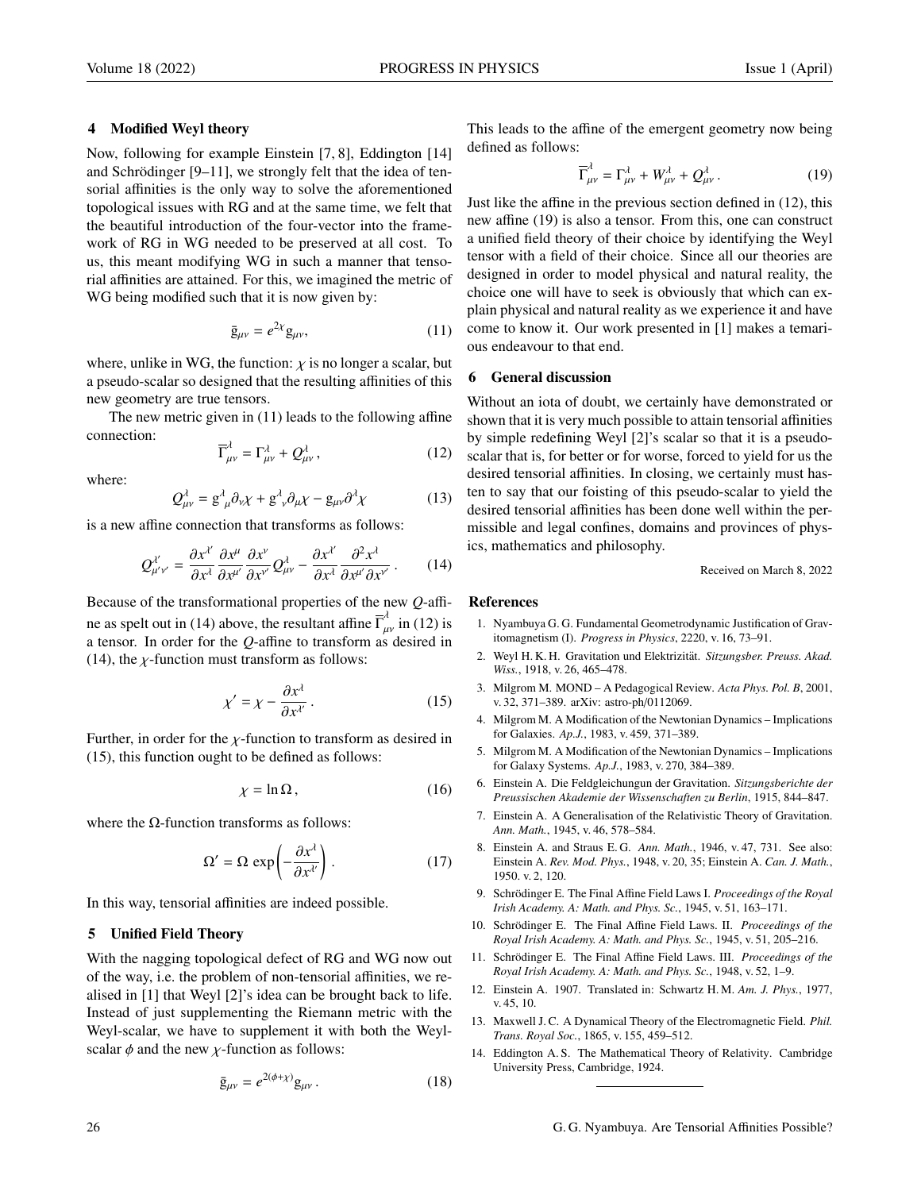## 4 Modified Weyl theory

Now, following for example Einstein [7, 8], Eddington [14] and Schrödinger [9–11], we strongly felt that the idea of tensorial affinities is the only way to solve the aforementioned topological issues with RG and at the same time, we felt that the beautiful introduction of the four-vector into the framework of RG in WG needed to be preserved at all cost. To us, this meant modifying WG in such a manner that tensorial affinities are attained. For this, we imagined the metric of WG being modified such that it is now given by:

$$\bar{g}_{\mu\nu} = e^{2\chi} g_{\mu\nu}, \tag{11}$$

where, unlike in WG, the function: $\chi$ is no longer a scalar, but a pseudo-scalar so designed that the resulting affinities of this new geometry are true tensors.

The new metric given in (11) leads to the following affine connection:

$$\overline{\Gamma}^{\lambda}_{\mu\nu} = \Gamma^{\lambda}_{\mu\nu} + Q^{\lambda}_{\mu\nu}, \tag{12}$$

where:

$$Q^{\lambda}_{\mu\nu} = g^{\lambda}_{\ \mu}\partial_{\nu}\chi + g^{\lambda}_{\ \nu}\partial_{\mu}\chi - g_{\mu\nu}\partial^{\lambda}\chi \tag{13}$$

is a new affine connection that transforms as follows:

$$Q^{\lambda'}_{\mu'\nu'} = \frac{\partial x^{\lambda'}}{\partial x^{\lambda}} \frac{\partial x^{\mu}}{\partial x^{\mu'}} \frac{\partial x^{\nu}}{\partial x^{\nu'}} Q^{\lambda}_{\mu\nu} - \frac{\partial x^{\lambda'}}{\partial x^{\lambda}} \frac{\partial^2 x^{\lambda}}{\partial x^{\mu'} \partial x^{\nu'}}. \tag{14}$$

Because of the transformational properties of the new $Q$-affine as spelt out in (14) above, the resultant affine $\overline{\Gamma}^{\lambda}_{\mu\nu}$ in (12) is a tensor. In order for the $Q$-affine to transform as desired in (14), the $\chi$-function must transform as follows:

$$\chi' = \chi - \frac{\partial x^{\lambda}}{\partial x^{\lambda'}}. \tag{15}$$

Further, in order for the $\chi$-function to transform as desired in (15), this function ought to be defined as follows:

$$\chi = \ln \Omega, \tag{16}$$

where the $\Omega$-function transforms as follows:

$$\Omega' = \Omega \exp\left(-\frac{\partial x^{\lambda}}{\partial x^{\lambda'}}\right). \tag{17}$$

In this way, tensorial affinities are indeed possible.

## 5 Unified Field Theory

With the nagging topological defect of RG and WG now out of the way, i.e. the problem of non-tensorial affinities, we realised in [1] that Weyl [2]'s idea can be brought back to life. Instead of just supplementing the Riemann metric with the Weyl-scalar, we have to supplement it with both the Weyl-scalar $\phi$ and the new $\chi$-function as follows:

$$\bar{g}_{\mu\nu} = e^{2(\phi+\chi)} g_{\mu\nu}. \tag{18}$$

This leads to the affine of the emergent geometry now being defined as follows:

$$\overline{\Gamma}^{\lambda}_{\mu\nu} = \Gamma^{\lambda}_{\mu\nu} + W^{\lambda}_{\mu\nu} + Q^{\lambda}_{\mu\nu}. \tag{19}$$

Just like the affine in the previous section defined in (12), this new affine (19) is also a tensor. From this, one can construct a unified field theory of their choice by identifying the Weyl tensor with a field of their choice. Since all our theories are designed in order to model physical and natural reality, the choice one will have to seek is obviously that which can explain physical and natural reality as we experience it and have come to know it. Our work presented in [1] makes a temarious endeavour to that end.

## 6 General discussion

Without an iota of doubt, we certainly have demonstrated or shown that it is very much possible to attain tensorial affinities by simple redefining Weyl [2]'s scalar so that it is a pseudo-scalar that is, for better or for worse, forced to yield for us the desired tensorial affinities. In closing, we certainly must hasten to say that our foisting of this pseudo-scalar to yield the desired tensorial affinities has been done well within the permissible and legal confines, domains and provinces of physics, mathematics and philosophy.

Received on March 8, 2022

## References

1. Nyambuya G. G. Fundamental Geometrodynamic Justification of Gravitomagnetism (I). *Progress in Physics*, 2220, v. 16, 73–91.
2. Weyl H. K. H. Gravitation und Elektrizität. *Sitzungsber. Preuss. Akad. Wiss.*, 1918, v. 26, 465–478.
3. Milgrom M. MOND – A Pedagogical Review. *Acta Phys. Pol. B*, 2001, v. 32, 371–389. arXiv: astro-ph/0112069.
4. Milgrom M. A Modification of the Newtonian Dynamics – Implications for Galaxies. *Ap.J.*, 1983, v. 459, 371–389.
5. Milgrom M. A Modification of the Newtonian Dynamics – Implications for Galaxy Systems. *Ap.J.*, 1983, v. 270, 384–389.
6. Einstein A. Die Feldgleichungun der Gravitation. *Sitzungsberichte der Preussischen Akademie der Wissenschaften zu Berlin*, 1915, 844–847.
7. Einstein A. A Generalisation of the Relativistic Theory of Gravitation. *Ann. Math.*, 1945, v. 46, 578–584.
8. Einstein A. and Straus E. G. *Ann. Math.*, 1946, v. 47, 731. See also: Einstein A. *Rev. Mod. Phys.*, 1948, v. 20, 35; Einstein A. *Can. J. Math.*, 1950. v. 2, 120.
9. Schrödinger E. The Final Affine Field Laws I. *Proceedings of the Royal Irish Academy. A: Math. and Phys. Sc.*, 1945, v. 51, 163–171.
10. Schrödinger E. The Final Affine Field Laws. II. *Proceedings of the Royal Irish Academy. A: Math. and Phys. Sc.*, 1945, v. 51, 205–216.
11. Schrödinger E. The Final Affine Field Laws. III. *Proceedings of the Royal Irish Academy. A: Math. and Phys. Sc.*, 1948, v. 52, 1–9.
12. Einstein A. 1907. Translated in: Schwartz H. M. *Am. J. Phys.*, 1977, v. 45, 10.
13. Maxwell J. C. A Dynamical Theory of the Electromagnetic Field. *Phil. Trans. Royal Soc.*, 1865, v. 155, 459–512.
14. Eddington A. S. The Mathematical Theory of Relativity. Cambridge University Press, Cambridge, 1924.